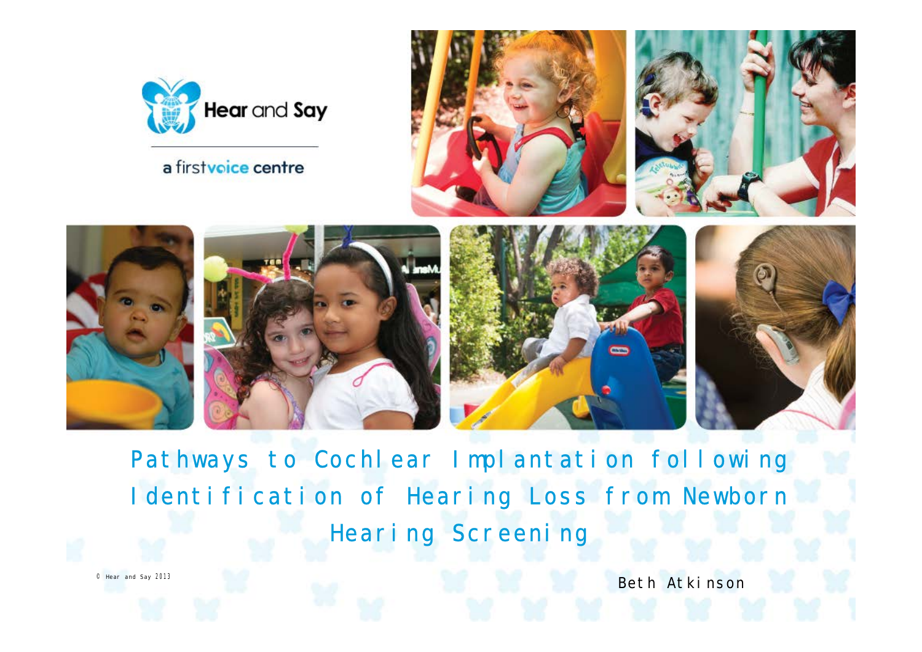Hear and Say

a firstvoice centre

# Pathways to Cochlear Implantation following Identification of Hearing Loss from Newborn Hearing Screening

© Hear and Say 2013

Beth Atkinson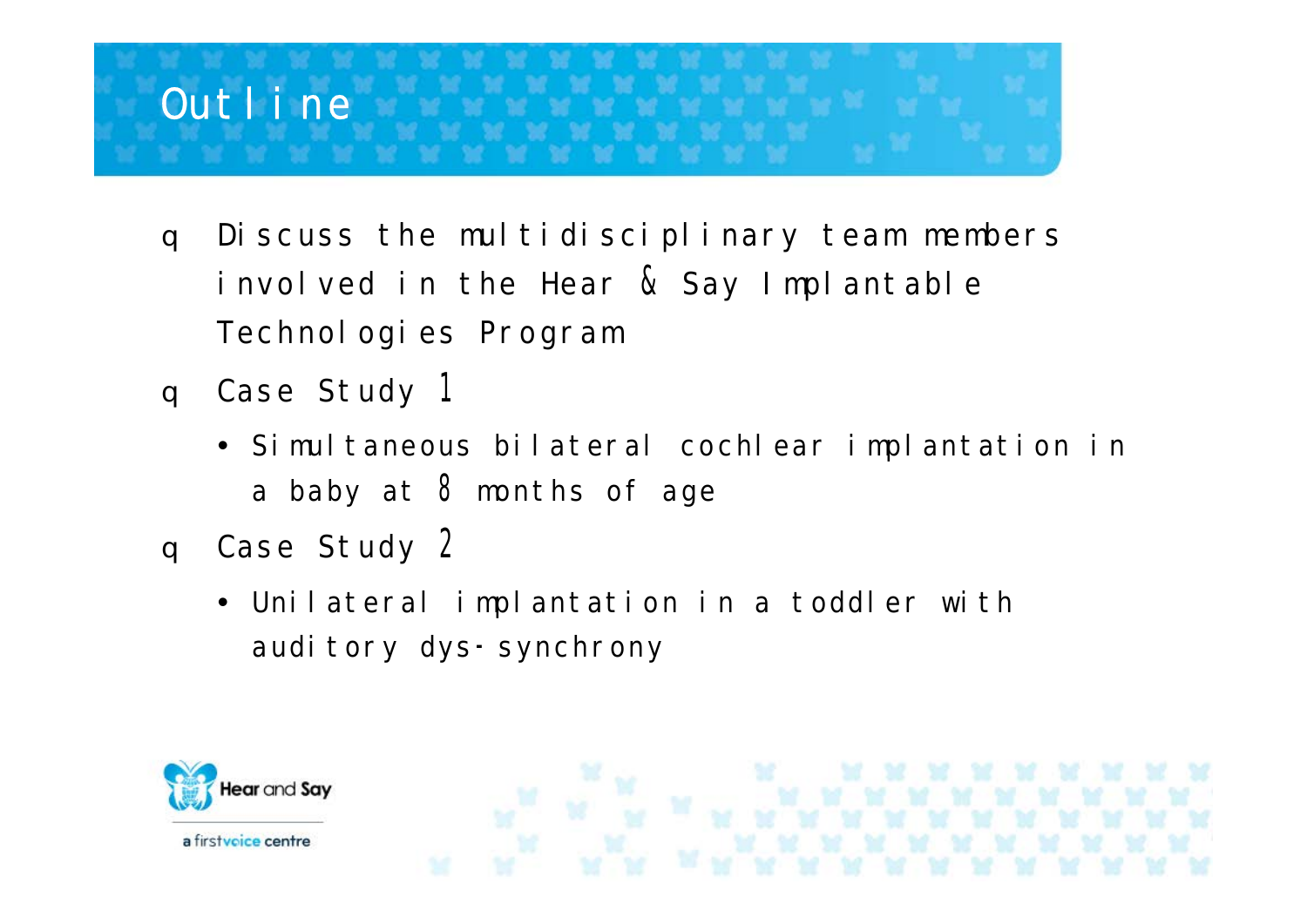# Outline

- Discuss the multidisciplinary team members involved in the Hear & Say Implantable Technologies Program
- Case Study 1
  - Simultaneous bilateral cochlear implantation in a baby at 8 months of age
- Case Study 2
  - Unilateral implantation in a toddler with auditory dys-synchrony

Hear and Say

a firstvoice centre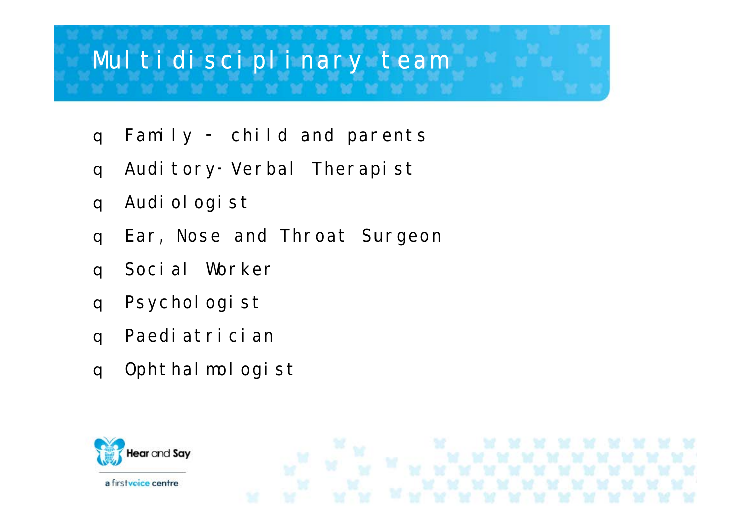# Multidisciplinary team

- Family – child and parents
- Auditory-Verbal Therapist
- Audiologist
- Ear, Nose and Throat Surgeon
- Social Worker
- Psychologist
- Paediatrician
- Ophthalmologist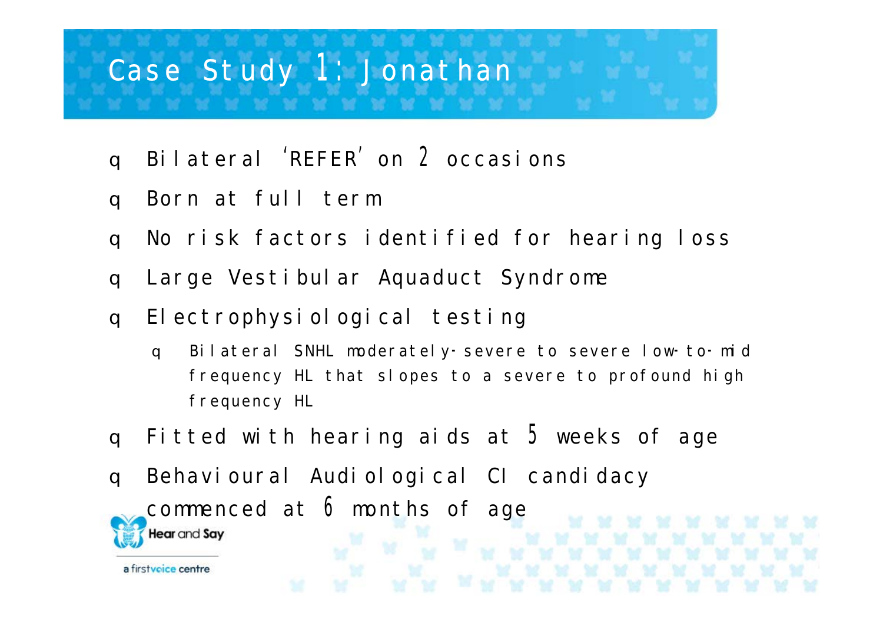# Case Study 1: Jonathan

- Bilateral 'REFER' on 2 occasions
- Born at full term
- No risk factors identified for hearing loss
- Large Vestibular Aquaduct Syndrome
- Electrophysiological testing
  - Bilateral SNHL moderately-severe to severe low-to-mid frequency HL that slopes to a severe to profound high frequency HL
- Fitted with hearing aids at 5 weeks of age
- Behavioural Audiological CI candidacy commenced at 6 months of age

Hear and Say

a firstvoice centre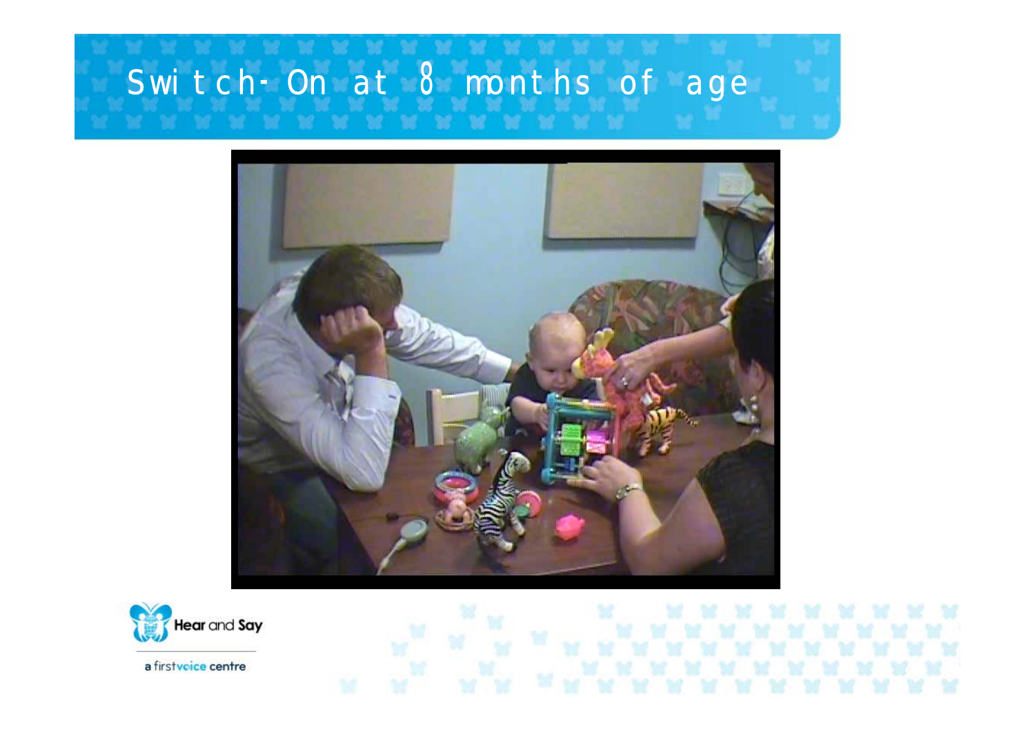# Switch-On at 8 months of age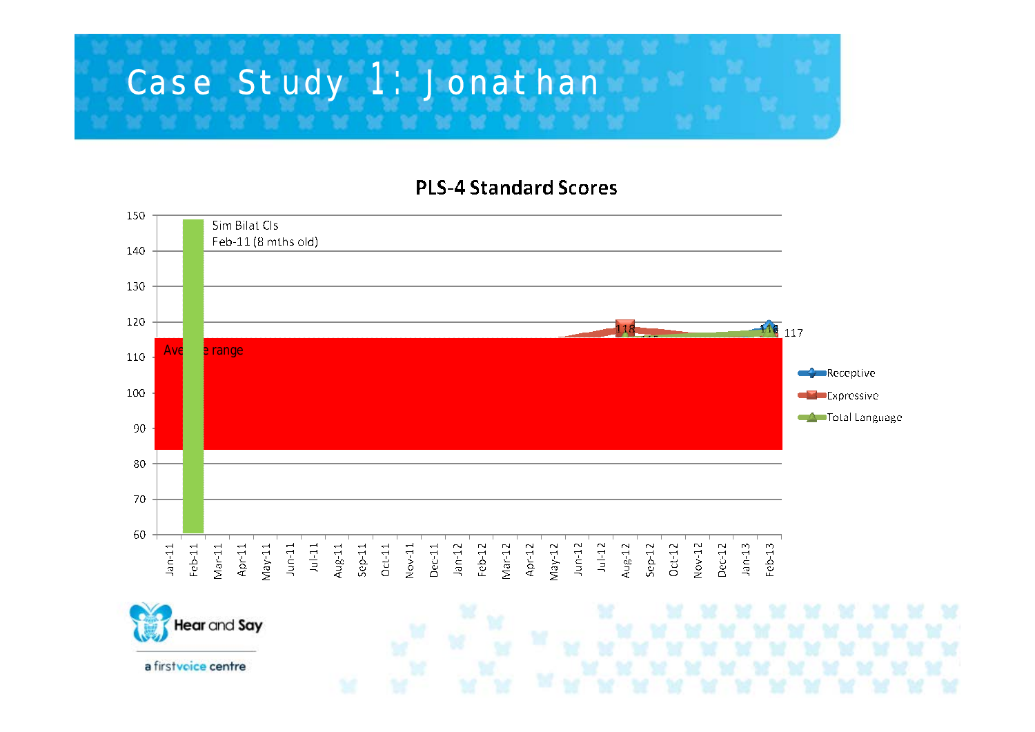# Case Study 1: Jonathan

**PLS-4 Standard Scores**

Sim Bilat CIs
Feb-11 (8 mths old)

Average range

Receptive
Expressive
Total Language

118
118
117

Jan-11, Feb-11, Mar-11, Apr-11, May-11, Jun-11, Jul-11, Aug-11, Sep-11, Oct-11, Nov-11, Dec-11, Jan-12, Feb-12, Mar-12, Apr-12, May-12, Jun-12, Jul-12, Aug-12, Sep-12, Oct-12, Nov-12, Dec-12, Jan-13, Feb-13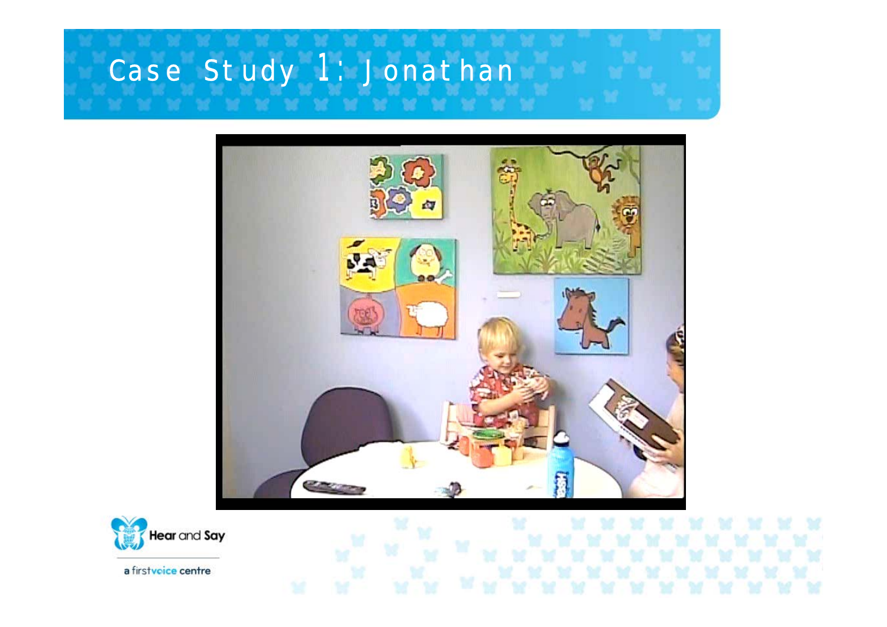# Case Study 1: Jonathan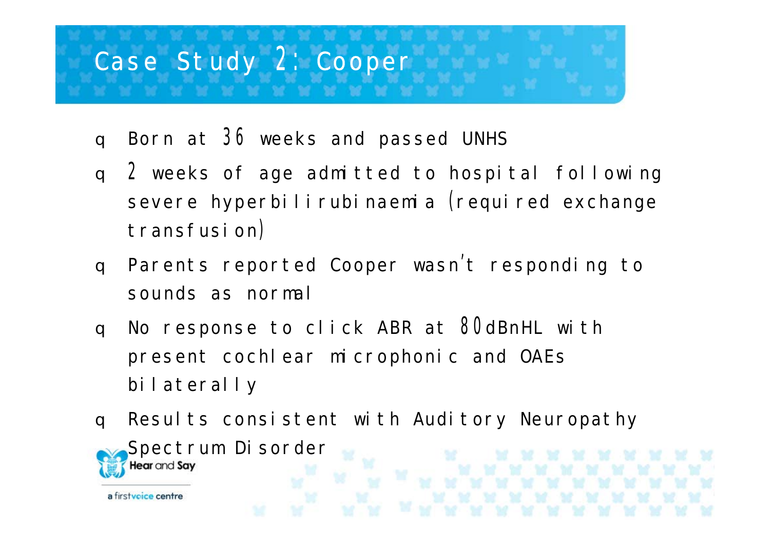# Case Study 2: Cooper

- Born at 36 weeks and passed UNHS
- 2 weeks of age admitted to hospital following severe hyperbilirubinaemia (required exchange transfusion)
- Parents reported Cooper wasn't responding to sounds as normal
- No response to click ABR at 80dBnHL with present cochlear microphonic and OAEs bilaterally
- Results consistent with Auditory Neuropathy Spectrum Disorder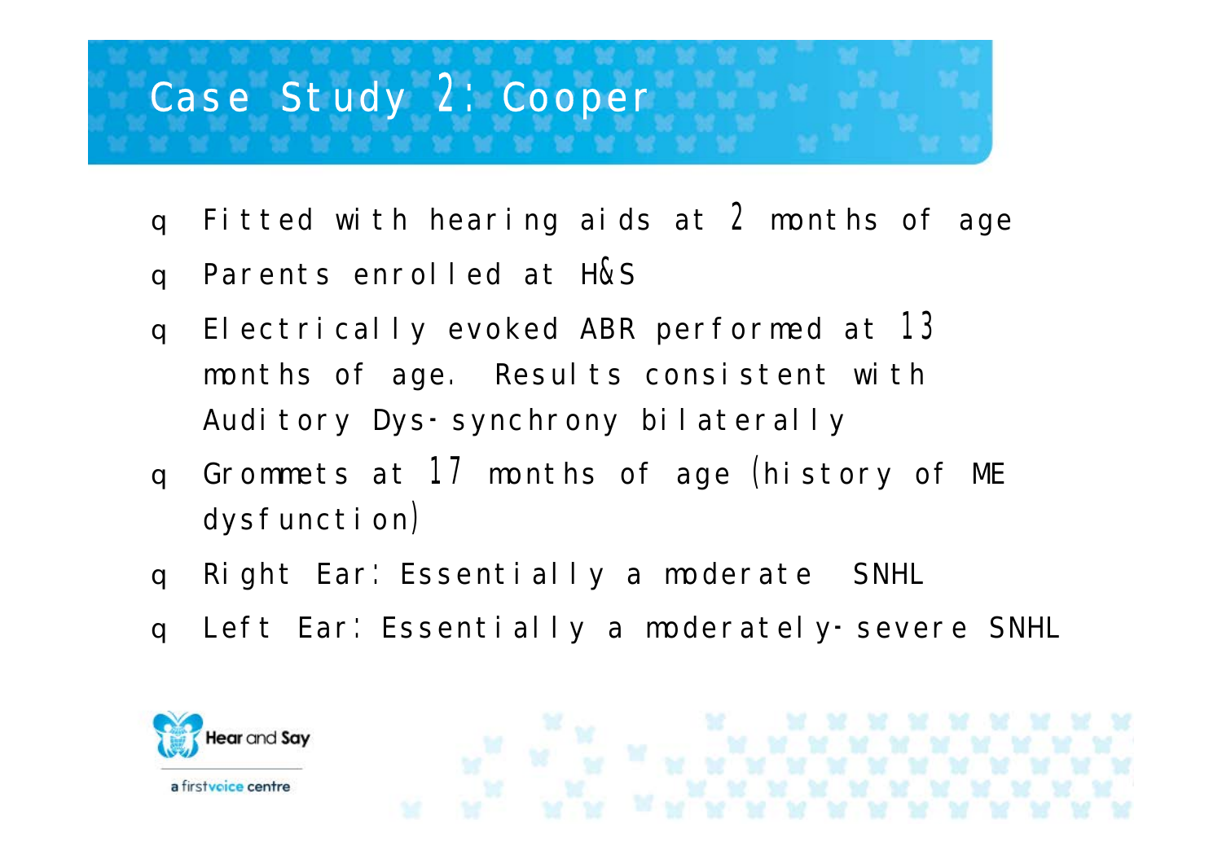# Case Study 2: Cooper

- Fitted with hearing aids at 2 months of age
- Parents enrolled at H&S
- Electrically evoked ABR performed at 13 months of age. Results consistent with Auditory Dys-synchrony bilaterally
- Grommets at 17 months of age (history of ME dysfunction)
- Right Ear: Essentially a moderate SNHL
- Left Ear: Essentially a moderately-severe SNHL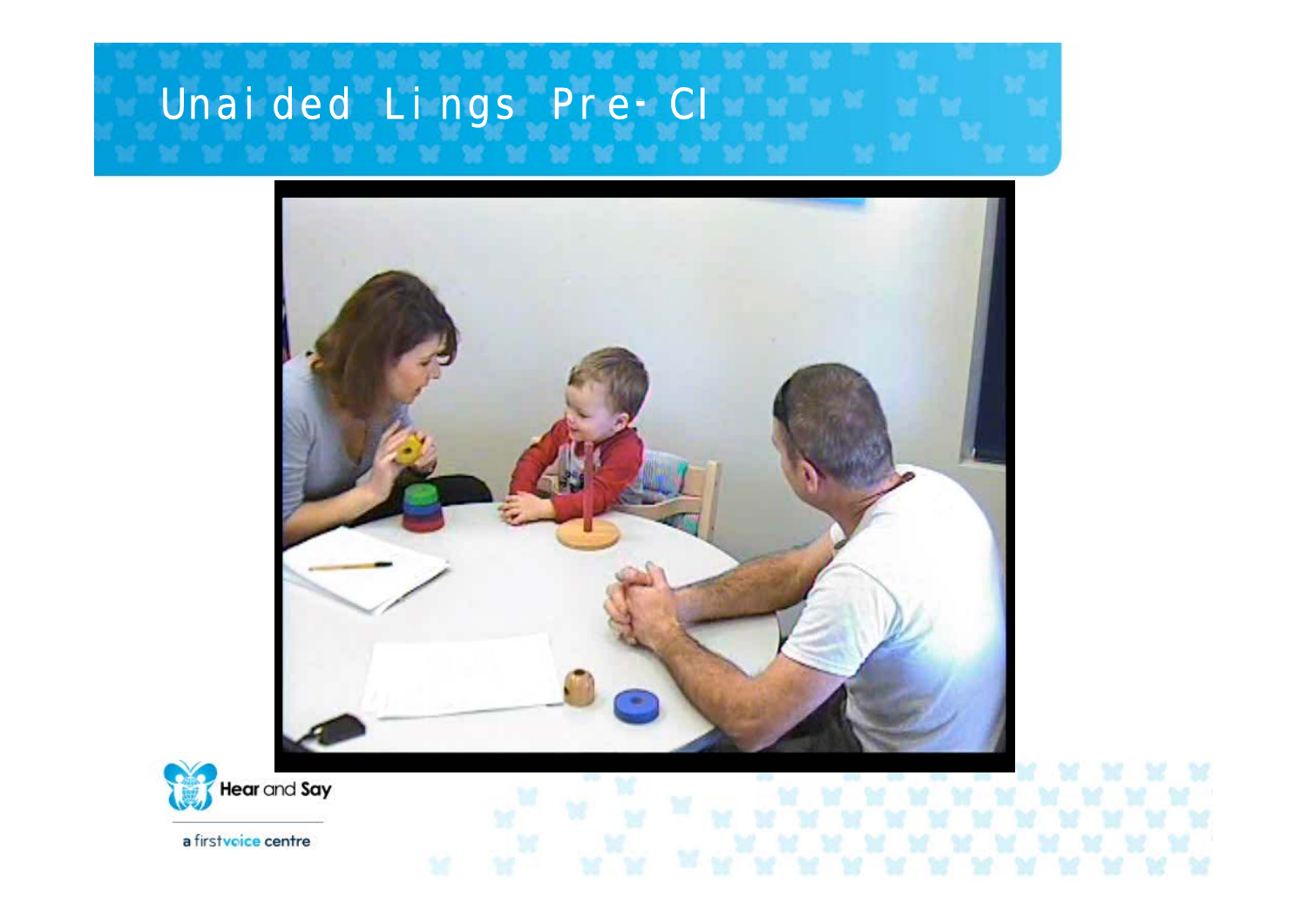# Unaided Lings Pre-CI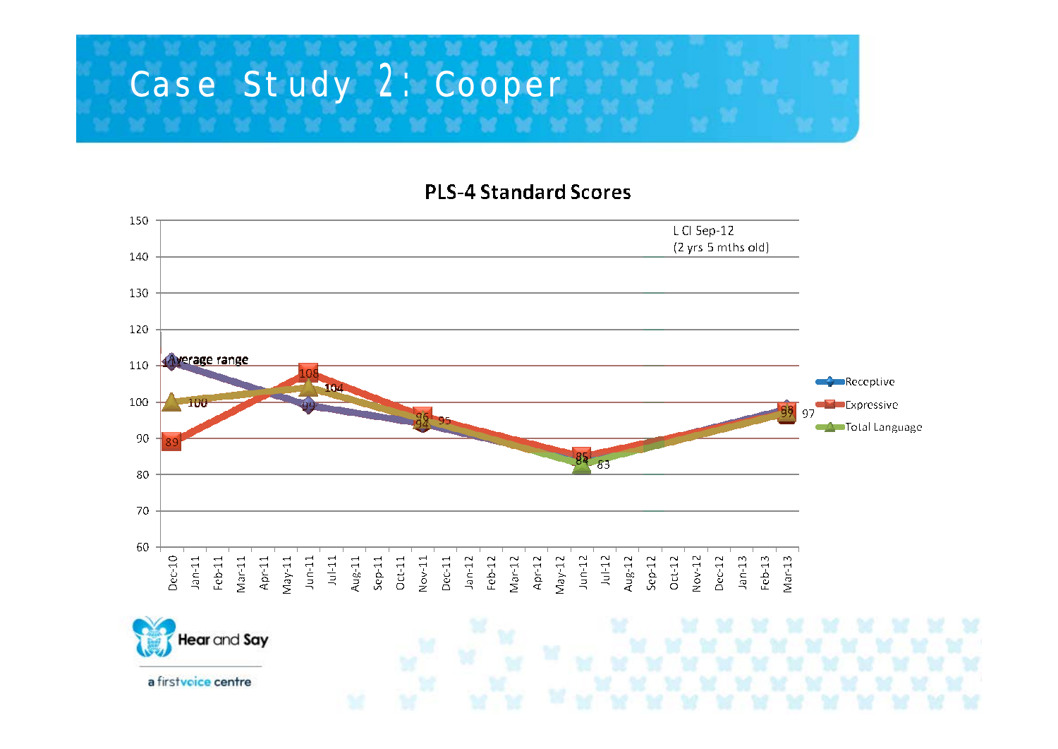# Case Study 2: Cooper

**PLS-4 Standard Scores**

L CI Sep-12
(2 yrs 5 mths old)

Average range

| Date | Receptive | Expressive | Total Language |
|---|---|---|---|
| Dec-10 | 111 | 89 | 100 |
| Jun-11 | 99 | 108 | 104 |
| Nov-11 | 94 | 96 | 95 |
| Jun-12 | 84 | 85 | 83 |
| Mar-13 | 98 | 97 | 97 |

Hear and Say
a firstvoice centre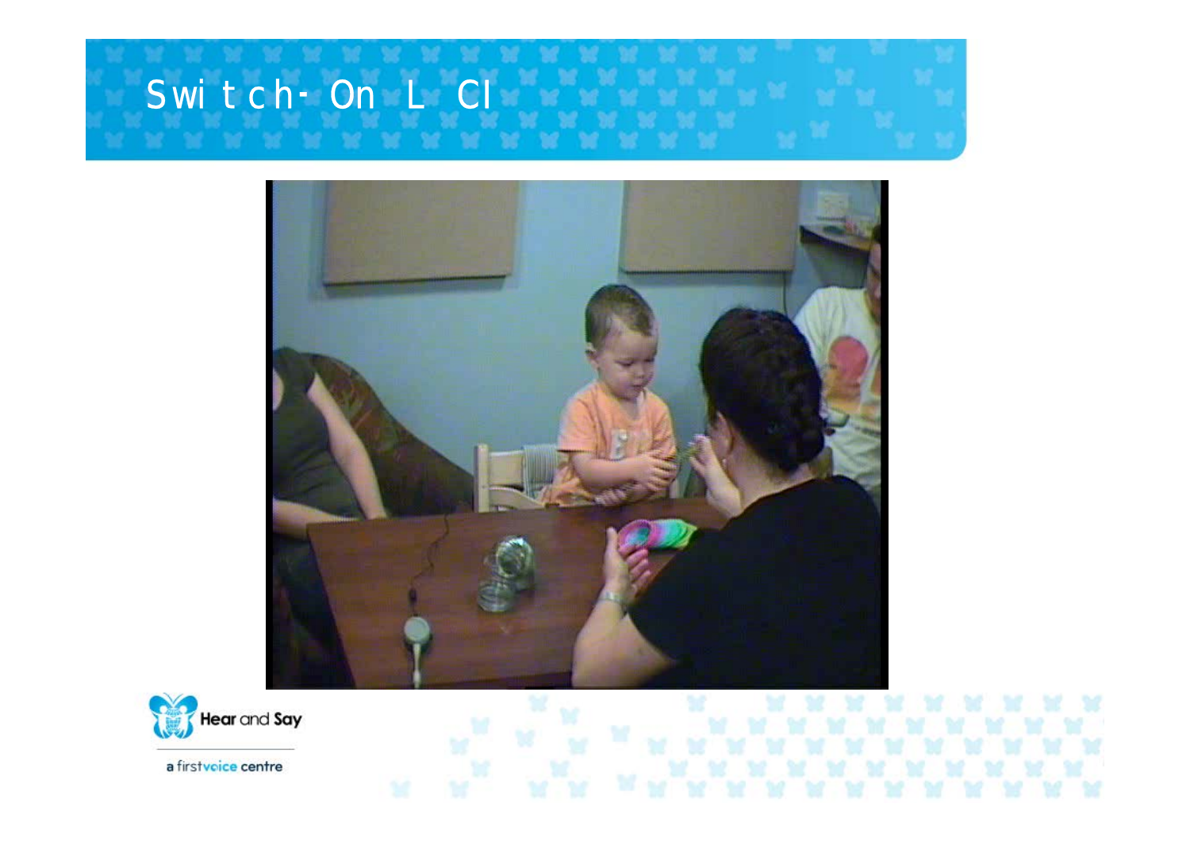# Switch-On L CI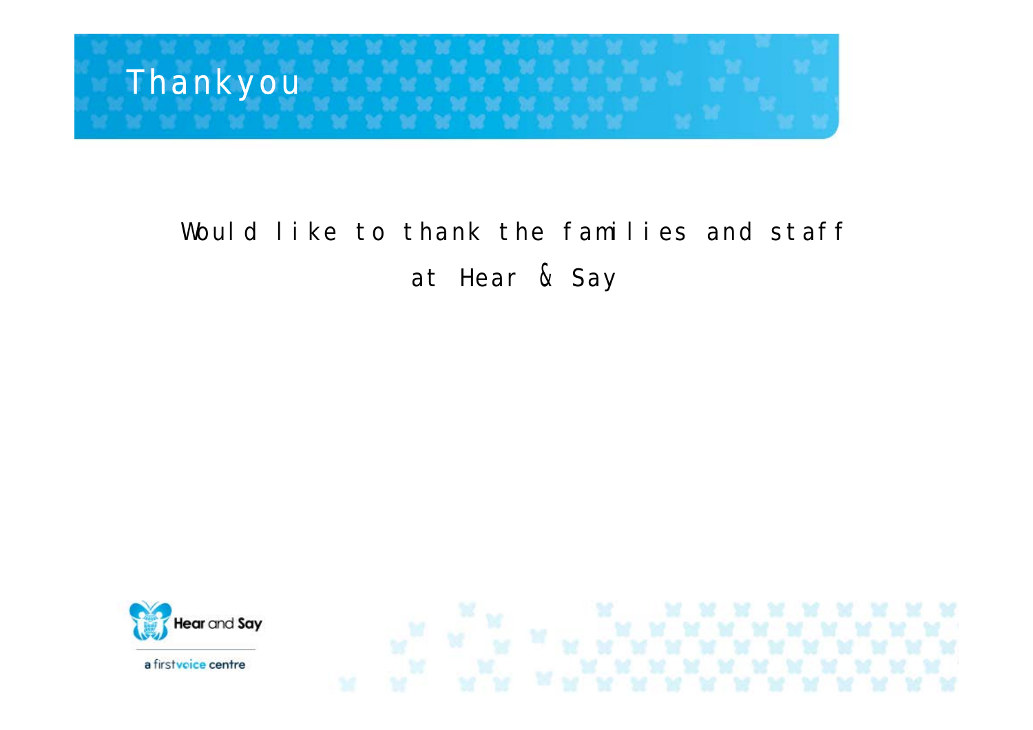# Thankyou

Would like to thank the families and staff at Hear & Say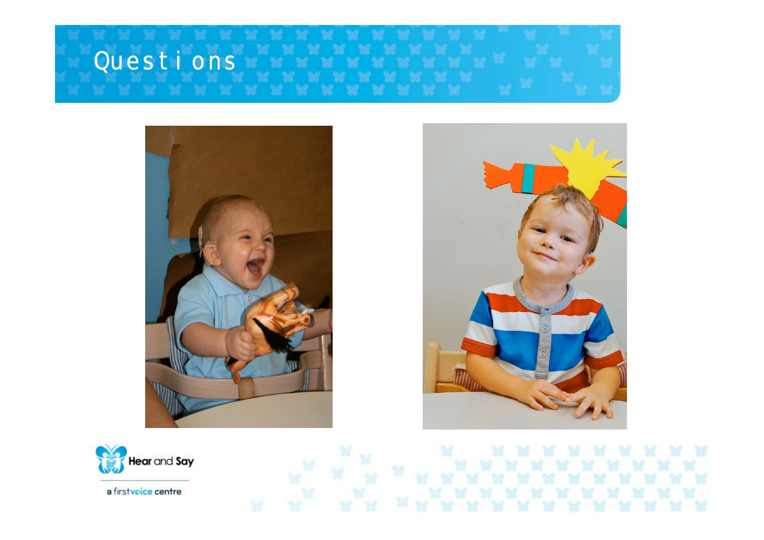# Questions

Hear and Say

a firstvoice centre